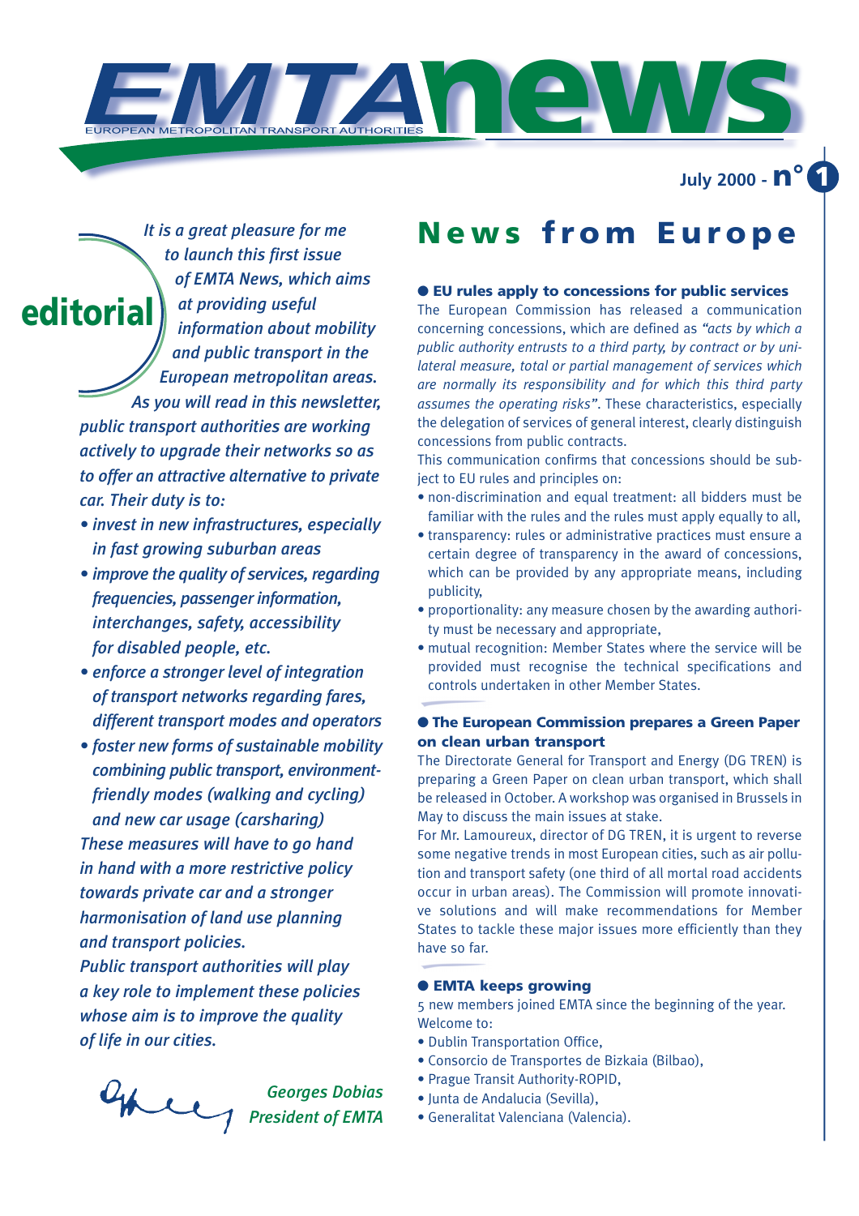# EMTA news

EUROPEAN METROPOLITAN TRANSPORT AUTHORITIES

July 2000 - n° 1

## editorial

*It is a great pleasure for me to launch this first issue of EMTA News, which aims at providing useful information about mobility and public transport in the European metropolitan areas.*

*As you will read in this newsletter, public transport authorities are working actively to upgrade their networks so as to offer an attractive alternative to private car. Their duty is to:*

- *invest in new infrastructures, especially in fast growing suburban areas*
- *improve the quality of services, regarding frequencies, passenger information, interchanges, safety, accessibility for disabled people, etc.*
- *enforce a stronger level of integration of transport networks regarding fares, different transport modes and operators*
- *foster new forms of sustainable mobility combining public transport, environment-friendly modes (walking and cycling) and new car usage (carsharing)*

*These measures will have to go hand in hand with a more restrictive policy towards private car and a stronger harmonisation of land use planning and transport policies.*

*Public transport authorities will play a key role to implement these policies whose aim is to improve the quality of life in our cities.*

*Georges Dobias*
*President of EMTA*

## News from Europe

### ● EU rules apply to concessions for public services

The European Commission has released a communication concerning concessions, which are defined as *"acts by which a public authority entrusts to a third party, by contract or by unilateral measure, total or partial management of services which are normally its responsibility and for which this third party assumes the operating risks"*. These characteristics, especially the delegation of services of general interest, clearly distinguish concessions from public contracts.

This communication confirms that concessions should be subject to EU rules and principles on:

- non-discrimination and equal treatment: all bidders must be familiar with the rules and the rules must apply equally to all,
- transparency: rules or administrative practices must ensure a certain degree of transparency in the award of concessions, which can be provided by any appropriate means, including publicity,
- proportionality: any measure chosen by the awarding authority must be necessary and appropriate,
- mutual recognition: Member States where the service will be provided must recognise the technical specifications and controls undertaken in other Member States.

### ● The European Commission prepares a Green Paper on clean urban transport

The Directorate General for Transport and Energy (DG TREN) is preparing a Green Paper on clean urban transport, which shall be released in October. A workshop was organised in Brussels in May to discuss the main issues at stake.

For Mr. Lamoureux, director of DG TREN, it is urgent to reverse some negative trends in most European cities, such as air pollution and transport safety (one third of all mortal road accidents occur in urban areas). The Commission will promote innovative solutions and will make recommendations for Member States to tackle these major issues more efficiently than they have so far.

### ● EMTA keeps growing

5 new members joined EMTA since the beginning of the year. Welcome to:

- Dublin Transportation Office,
- Consorcio de Transportes de Bizkaia (Bilbao),
- Prague Transit Authority-ROPID,
- Junta de Andalucia (Sevilla),
- Generalitat Valenciana (Valencia).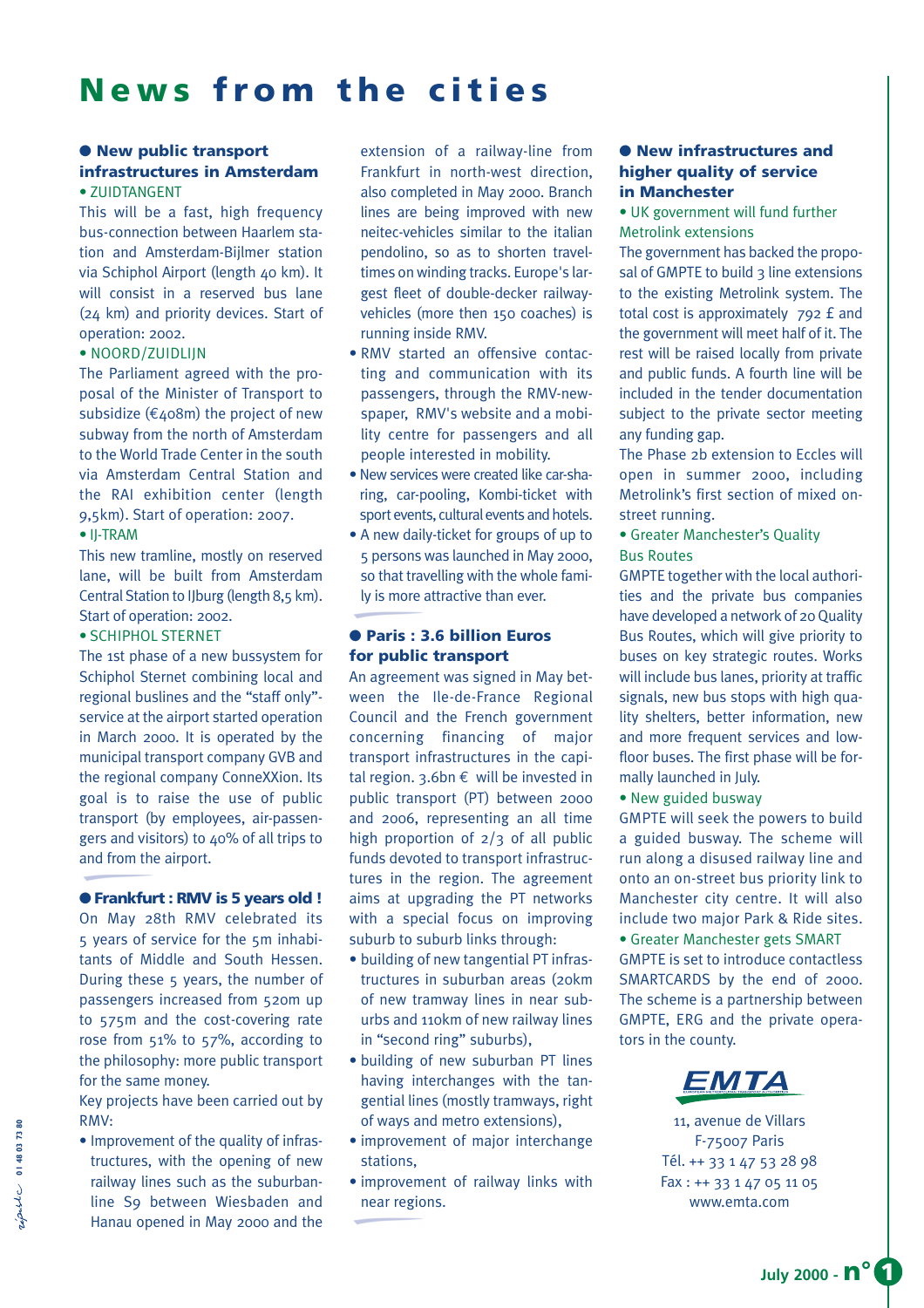# News from the cities

## ● New public transport infrastructures in Amsterdam

• ZUIDTANGENT

This will be a fast, high frequency bus-connection between Haarlem station and Amsterdam-Bijlmer station via Schiphol Airport (length 40 km). It will consist in a reserved bus lane (24 km) and priority devices. Start of operation: 2002.

• NOORD/ZUIDLIJN

The Parliament agreed with the proposal of the Minister of Transport to subsidize (€408m) the project of new subway from the north of Amsterdam to the World Trade Center in the south via Amsterdam Central Station and the RAI exhibition center (length 9,5km). Start of operation: 2007.

• IJ-TRAM

This new tramline, mostly on reserved lane, will be built from Amsterdam Central Station to IJburg (length 8,5 km). Start of operation: 2002.

• SCHIPHOL STERNET

The 1st phase of a new bussystem for Schiphol Sternet combining local and regional buslines and the "staff only"-service at the airport started operation in March 2000. It is operated by the municipal transport company GVB and the regional company ConneXXion. Its goal is to raise the use of public transport (by employees, air-passengers and visitors) to 40% of all trips to and from the airport.

## ● Frankfurt : RMV is 5 years old !

On May 28th RMV celebrated its 5 years of service for the 5m inhabitants of Middle and South Hessen. During these 5 years, the number of passengers increased from 520m up to 575m and the cost-covering rate rose from 51% to 57%, according to the philosophy: more public transport for the same money.

Key projects have been carried out by RMV:

- Improvement of the quality of infrastructures, with the opening of new railway lines such as the suburban-line S9 between Wiesbaden and Hanau opened in May 2000 and the extension of a railway-line from Frankfurt in north-west direction, also completed in May 2000. Branch lines are being improved with new neitec-vehicles similar to the italian pendolino, so as to shorten travel-times on winding tracks. Europe's largest fleet of double-decker railway-vehicles (more then 150 coaches) is running inside RMV.
- RMV started an offensive contacting and communication with its passengers, through the RMV-newspaper, RMV's website and a mobility centre for passengers and all people interested in mobility.
- New services were created like car-sharing, car-pooling, Kombi-ticket with sport events, cultural events and hotels.
- A new daily-ticket for groups of up to 5 persons was launched in May 2000, so that travelling with the whole family is more attractive than ever.

## ● Paris : 3.6 billion Euros for public transport

An agreement was signed in May between the Ile-de-France Regional Council and the French government concerning financing of major transport infrastructures in the capital region. 3.6bn € will be invested in public transport (PT) between 2000 and 2006, representing an all time high proportion of 2/3 of all public funds devoted to transport infrastructures in the region. The agreement aims at upgrading the PT networks with a special focus on improving suburb to suburb links through:

- building of new tangential PT infrastructures in suburban areas (20km of new tramway lines in near suburbs and 110km of new railway lines in "second ring" suburbs),
- building of new suburban PT lines having interchanges with the tangential lines (mostly tramways, right of ways and metro extensions),
- improvement of major interchange stations,
- improvement of railway links with near regions.

## ● New infrastructures and higher quality of service in Manchester

• UK government will fund further Metrolink extensions

The government has backed the proposal of GMPTE to build 3 line extensions to the existing Metrolink system. The total cost is approximately 792 £ and the government will meet half of it. The rest will be raised locally from private and public funds. A fourth line will be included in the tender documentation subject to the private sector meeting any funding gap.

The Phase 2b extension to Eccles will open in summer 2000, including Metrolink's first section of mixed on-street running.

• Greater Manchester's Quality Bus Routes

GMPTE together with the local authorities and the private bus companies have developed a network of 20 Quality Bus Routes, which will give priority to buses on key strategic routes. Works will include bus lanes, priority at traffic signals, new bus stops with high quality shelters, better information, new and more frequent services and low-floor buses. The first phase will be formally launched in July.

• New guided busway

GMPTE will seek the powers to build a guided busway. The scheme will run along a disused railway line and onto an on-street bus priority link to Manchester city centre. It will also include two major Park & Ride sites.

• Greater Manchester gets SMART

GMPTE is set to introduce contactless SMARTCARDS by the end of 2000. The scheme is a partnership between GMPTE, ERG and the private operators in the county.

EMTA

11, avenue de Villars
F-75007 Paris
Tél. ++ 33 1 47 53 28 98
Fax : ++ 33 1 47 05 11 05
www.emta.com